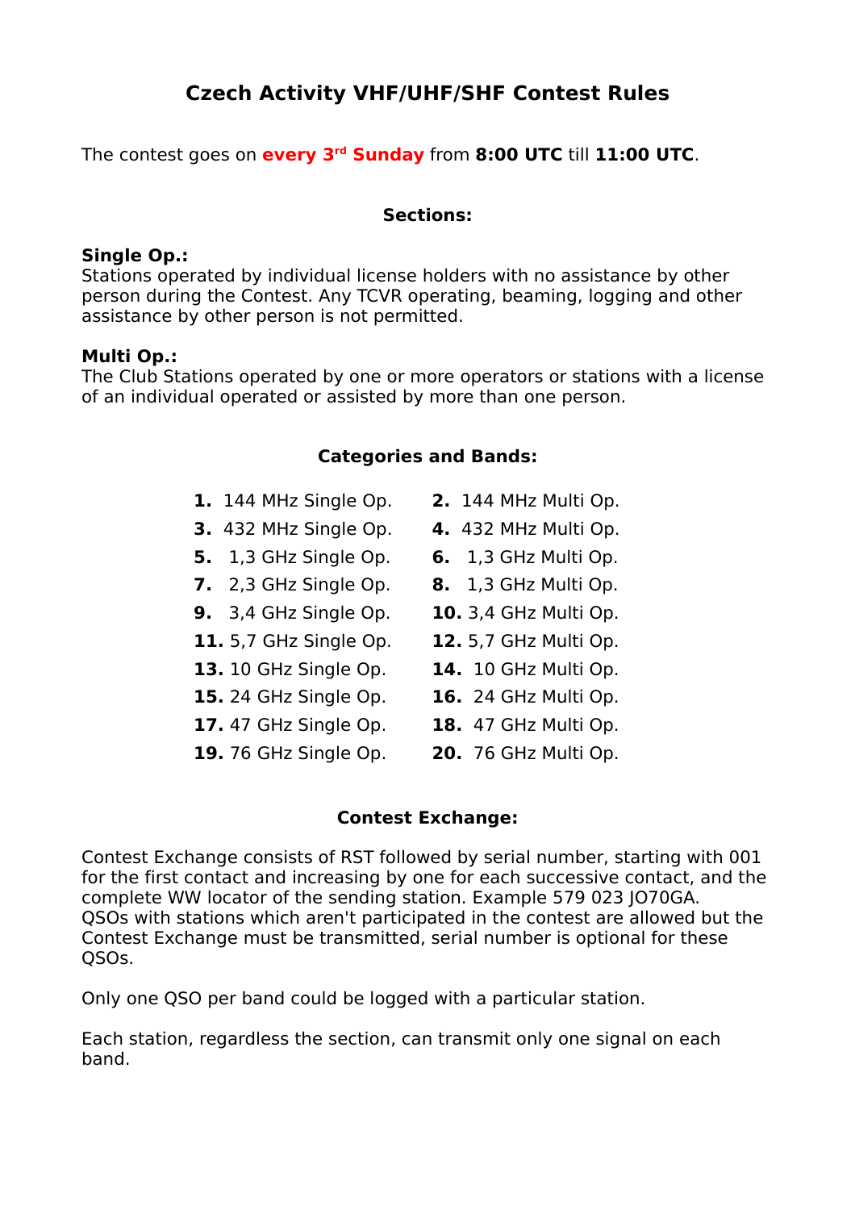# Czech Activity VHF/UHF/SHF Contest Rules

The contest goes on **every 3rd Sunday** from **8:00 UTC** till **11:00 UTC**.

## Sections:

**Single Op.:**
Stations operated by individual license holders with no assistance by other person during the Contest. Any TCVR operating, beaming, logging and other assistance by other person is not permitted.

**Multi Op.:**
The Club Stations operated by one or more operators or stations with a license of an individual operated or assisted by more than one person.

## Categories and Bands:

| | |
|---|---|
| **1.** 144 MHz Single Op. | **2.** 144 MHz Multi Op. |
| **3.** 432 MHz Single Op. | **4.** 432 MHz Multi Op. |
| **5.** 1,3 GHz Single Op. | **6.** 1,3 GHz Multi Op. |
| **7.** 2,3 GHz Single Op. | **8.** 1,3 GHz Multi Op. |
| **9.** 3,4 GHz Single Op. | **10.** 3,4 GHz Multi Op. |
| **11.** 5,7 GHz Single Op. | **12.** 5,7 GHz Multi Op. |
| **13.** 10 GHz Single Op. | **14.** 10 GHz Multi Op. |
| **15.** 24 GHz Single Op. | **16.** 24 GHz Multi Op. |
| **17.** 47 GHz Single Op. | **18.** 47 GHz Multi Op. |
| **19.** 76 GHz Single Op. | **20.** 76 GHz Multi Op. |

## Contest Exchange:

Contest Exchange consists of RST followed by serial number, starting with 001 for the first contact and increasing by one for each successive contact, and the complete WW locator of the sending station. Example 579 023 JO70GA.
QSOs with stations which aren't participated in the contest are allowed but the Contest Exchange must be transmitted, serial number is optional for these QSOs.

Only one QSO per band could be logged with a particular station.

Each station, regardless the section, can transmit only one signal on each band.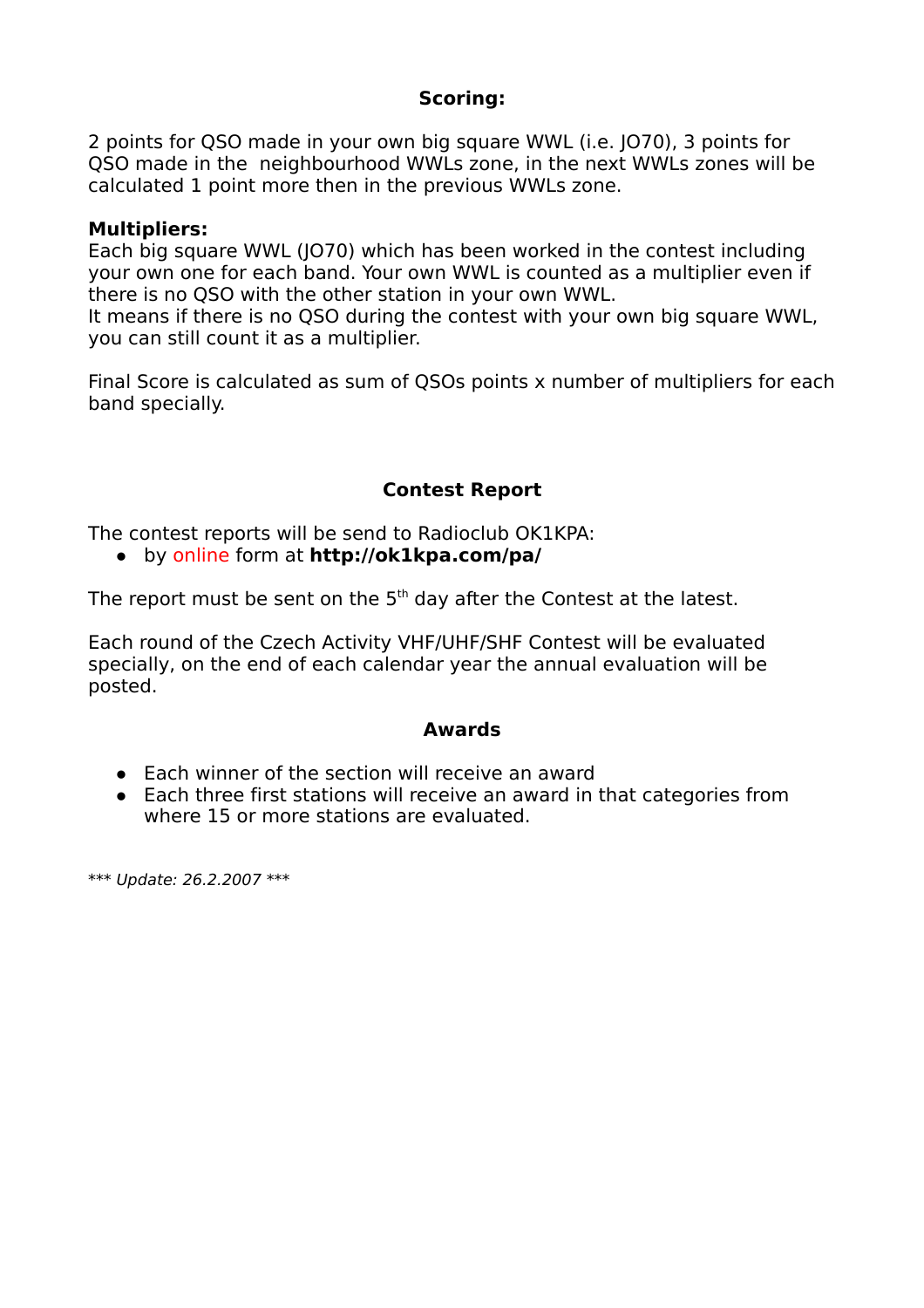## Scoring:

2 points for QSO made in your own big square WWL (i.e. JO70), 3 points for QSO made in the  neighbourhood WWLs zone, in the next WWLs zones will be calculated 1 point more then in the previous WWLs zone.

**Multipliers:**
Each big square WWL (JO70) which has been worked in the contest including your own one for each band. Your own WWL is counted as a multiplier even if there is no QSO with the other station in your own WWL.
It means if there is no QSO during the contest with your own big square WWL, you can still count it as a multiplier.

Final Score is calculated as sum of QSOs points x number of multipliers for each band specially.

## Contest Report

The contest reports will be send to Radioclub OK1KPA:

- by online form at **http://ok1kpa.com/pa/**

The report must be sent on the 5th day after the Contest at the latest.

Each round of the Czech Activity VHF/UHF/SHF Contest will be evaluated specially, on the end of each calendar year the annual evaluation will be posted.

## Awards

- Each winner of the section will receive an award
- Each three first stations will receive an award in that categories from where 15 or more stations are evaluated.

*\*\*\* Update: 26.2.2007 \*\*\**